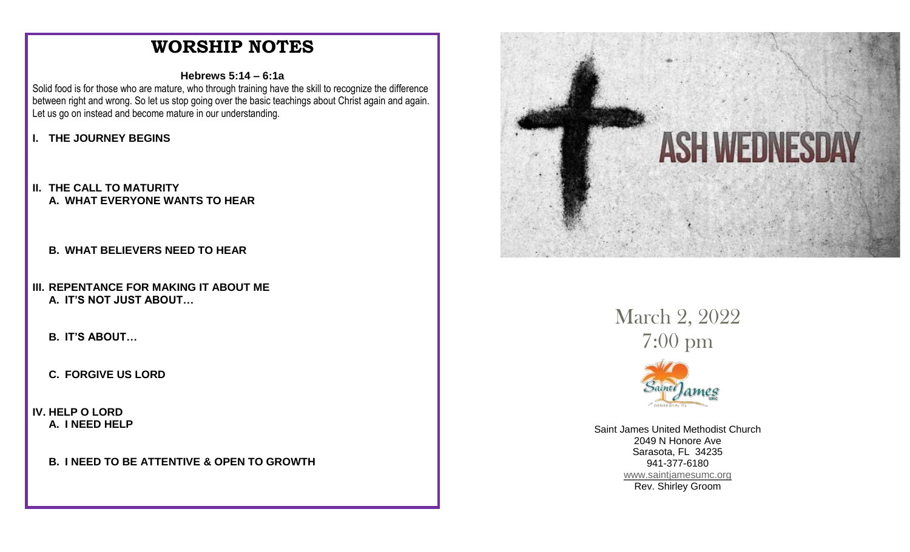# WORSHIP NOTES

**Hebrews 5:14 – 6:1a**

Solid food is for those who are mature, who through training have the skill to recognize the difference between right and wrong. So let us stop going over the basic teachings about Christ again and again. Let us go on instead and become mature in our understanding.

**I. THE JOURNEY BEGINS**

**II. THE CALL TO MATURITY**

**A. WHAT EVERYONE WANTS TO HEAR**

**B. WHAT BELIEVERS NEED TO HEAR**

**III. REPENTANCE FOR MAKING IT ABOUT ME**

**A. IT'S NOT JUST ABOUT…**

**B. IT'S ABOUT…**

**C. FORGIVE US LORD**

**IV. HELP O LORD**

**A. I NEED HELP**

**B. I NEED TO BE ATTENTIVE & OPEN TO GROWTH**

# ASH WEDNESDAY

March 2, 2022
7:00 pm

Saint James United Methodist Church
2049 N Honore Ave
Sarasota, FL 34235
941-377-6180
www.saintjamesumc.org
Rev. Shirley Groom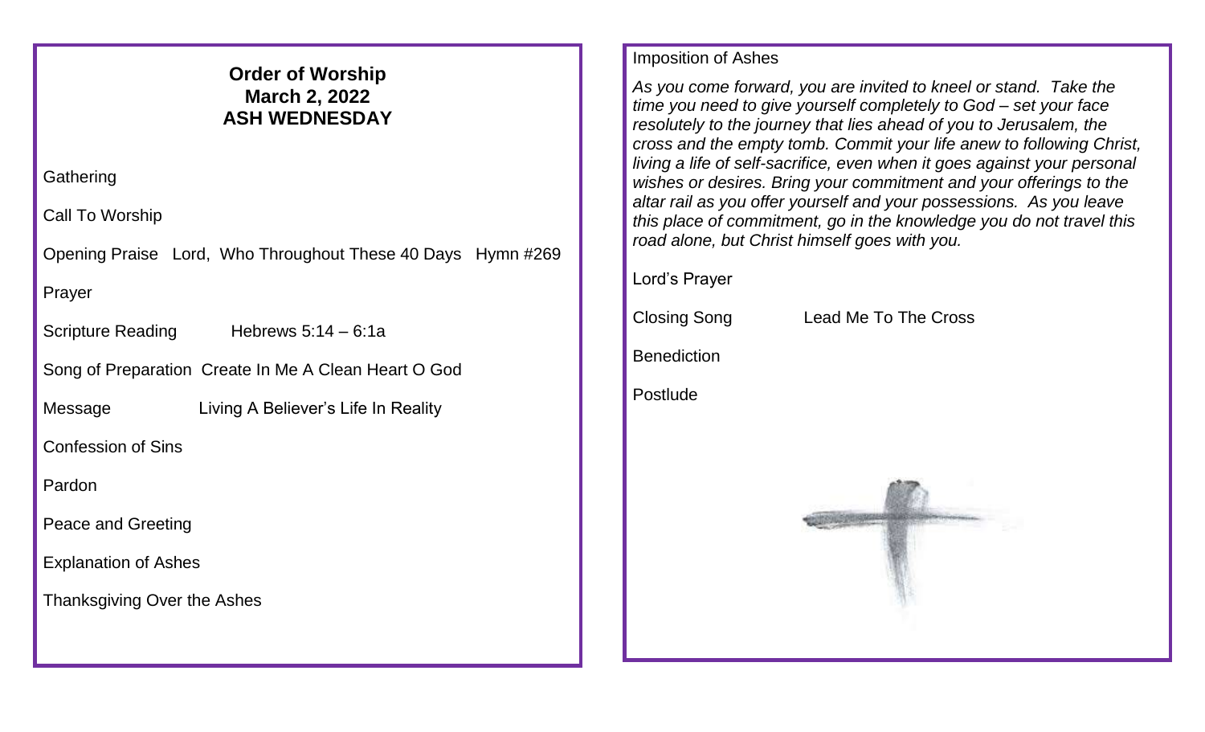## Order of Worship
## March 2, 2022
## ASH WEDNESDAY

Gathering

Call To Worship

Opening Praise Lord, Who Throughout These 40 Days Hymn #269

Prayer

Scripture Reading Hebrews 5:14 – 6:1a

Song of Preparation Create In Me A Clean Heart O God

Message Living A Believer's Life In Reality

Confession of Sins

Pardon

Peace and Greeting

Explanation of Ashes

Thanksgiving Over the Ashes

Imposition of Ashes

*As you come forward, you are invited to kneel or stand. Take the time you need to give yourself completely to God – set your face resolutely to the journey that lies ahead of you to Jerusalem, the cross and the empty tomb. Commit your life anew to following Christ, living a life of self-sacrifice, even when it goes against your personal wishes or desires. Bring your commitment and your offerings to the altar rail as you offer yourself and your possessions. As you leave this place of commitment, go in the knowledge you do not travel this road alone, but Christ himself goes with you.*

Lord's Prayer

Closing Song Lead Me To The Cross

Benediction

Postlude